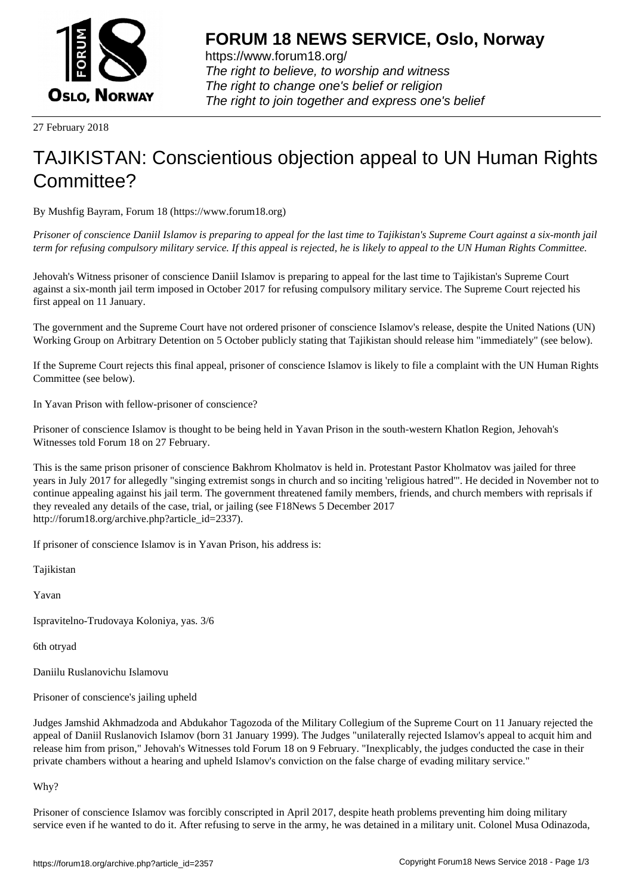27 February 2018

# TAJIKISTAN: Conscientious objection appeal to UN Human Rights Committee?

By Mushfig Bayram, Forum 18 (https://www.forum18.org)

*Prisoner of conscience Daniil Islamov is preparing to appeal for the last time to Tajikistan's Supreme Court against a six-month jail term for refusing compulsory military service. If this appeal is rejected, he is likely to appeal to the UN Human Rights Committee.*

Jehovah's Witness prisoner of conscience Daniil Islamov is preparing to appeal for the last time to Tajikistan's Supreme Court against a six-month jail term imposed in October 2017 for refusing compulsory military service. The Supreme Court rejected his first appeal on 11 January.

The government and the Supreme Court have not ordered prisoner of conscience Islamov's release, despite the United Nations (UN) Working Group on Arbitrary Detention on 5 October publicly stating that Tajikistan should release him "immediately" (see below).

If the Supreme Court rejects this final appeal, prisoner of conscience Islamov is likely to file a complaint with the UN Human Rights Committee (see below).

In Yavan Prison with fellow-prisoner of conscience?

Prisoner of conscience Islamov is thought to be being held in Yavan Prison in the south-western Khatlon Region, Jehovah's Witnesses told Forum 18 on 27 February.

This is the same prison prisoner of conscience Bakhrom Kholmatov is held in. Protestant Pastor Kholmatov was jailed for three years in July 2017 for allegedly "singing extremist songs in church and so inciting 'religious hatred'". He decided in November not to continue appealing against his jail term. The government threatened family members, friends, and church members with reprisals if they revealed any details of the case, trial, or jailing (see F18News 5 December 2017 http://forum18.org/archive.php?article_id=2337).

If prisoner of conscience Islamov is in Yavan Prison, his address is:

Tajikistan

Yavan

Ispravitelno-Trudovaya Koloniya, yas. 3/6

6th otryad

Daniilu Ruslanovichu Islamovu

Prisoner of conscience's jailing upheld

Judges Jamshid Akhmadzoda and Abdukahor Tagozoda of the Military Collegium of the Supreme Court on 11 January rejected the appeal of Daniil Ruslanovich Islamov (born 31 January 1999). The Judges "unilaterally rejected Islamov's appeal to acquit him and release him from prison," Jehovah's Witnesses told Forum 18 on 9 February. "Inexplicably, the judges conducted the case in their private chambers without a hearing and upheld Islamov's conviction on the false charge of evading military service."

Why?

Prisoner of conscience Islamov was forcibly conscripted in April 2017, despite heath problems preventing him doing military service even if he wanted to do it. After refusing to serve in the army, he was detained in a military unit. Colonel Musa Odinazoda,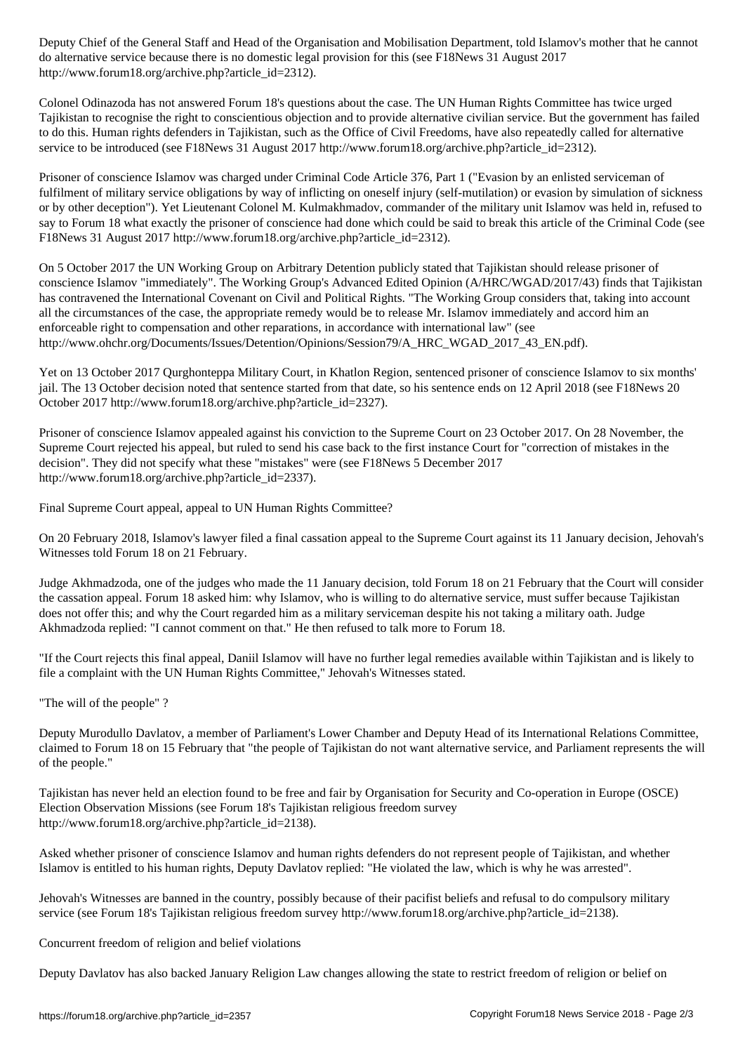Deputy Chief of the General Staff and Head of the Organisation and Mobilisation Department, told Islamov's mother that he cannot do alternative service because there is no domestic legal provision for this (see F18News 31 August 2017 http://www.forum18.org/archive.php?article_id=2312).

Colonel Odinazoda has not answered Forum 18's questions about the case. The UN Human Rights Committee has twice urged Tajikistan to recognise the right to conscientious objection and to provide alternative civilian service. But the government has failed to do this. Human rights defenders in Tajikistan, such as the Office of Civil Freedoms, have also repeatedly called for alternative service to be introduced (see F18News 31 August 2017 http://www.forum18.org/archive.php?article_id=2312).

Prisoner of conscience Islamov was charged under Criminal Code Article 376, Part 1 ("Evasion by an enlisted serviceman of fulfilment of military service obligations by way of inflicting on oneself injury (self-mutilation) or evasion by simulation of sickness or by other deception"). Yet Lieutenant Colonel M. Kulmakhmadov, commander of the military unit Islamov was held in, refused to say to Forum 18 what exactly the prisoner of conscience had done which could be said to break this article of the Criminal Code (see F18News 31 August 2017 http://www.forum18.org/archive.php?article_id=2312).

On 5 October 2017 the UN Working Group on Arbitrary Detention publicly stated that Tajikistan should release prisoner of conscience Islamov "immediately". The Working Group's Advanced Edited Opinion (A/HRC/WGAD/2017/43) finds that Tajikistan has contravened the International Covenant on Civil and Political Rights. "The Working Group considers that, taking into account all the circumstances of the case, the appropriate remedy would be to release Mr. Islamov immediately and accord him an enforceable right to compensation and other reparations, in accordance with international law" (see http://www.ohchr.org/Documents/Issues/Detention/Opinions/Session79/A_HRC_WGAD_2017_43_EN.pdf).

Yet on 13 October 2017 Qurghonteppa Military Court, in Khatlon Region, sentenced prisoner of conscience Islamov to six months' jail. The 13 October decision noted that sentence started from that date, so his sentence ends on 12 April 2018 (see F18News 20 October 2017 http://www.forum18.org/archive.php?article_id=2327).

Prisoner of conscience Islamov appealed against his conviction to the Supreme Court on 23 October 2017. On 28 November, the Supreme Court rejected his appeal, but ruled to send his case back to the first instance Court for "correction of mistakes in the decision". They did not specify what these "mistakes" were (see F18News 5 December 2017 http://www.forum18.org/archive.php?article_id=2337).

## Final Supreme Court appeal, appeal to UN Human Rights Committee?

On 20 February 2018, Islamov's lawyer filed a final cassation appeal to the Supreme Court against its 11 January decision, Jehovah's Witnesses told Forum 18 on 21 February.

Judge Akhmadzoda, one of the judges who made the 11 January decision, told Forum 18 on 21 February that the Court will consider the cassation appeal. Forum 18 asked him: why Islamov, who is willing to do alternative service, must suffer because Tajikistan does not offer this; and why the Court regarded him as a military serviceman despite his not taking a military oath. Judge Akhmadzoda replied: "I cannot comment on that." He then refused to talk more to Forum 18.

"If the Court rejects this final appeal, Daniil Islamov will have no further legal remedies available within Tajikistan and is likely to file a complaint with the UN Human Rights Committee," Jehovah's Witnesses stated.

## "The will of the people" ?

Deputy Murodullo Davlatov, a member of Parliament's Lower Chamber and Deputy Head of its International Relations Committee, claimed to Forum 18 on 15 February that "the people of Tajikistan do not want alternative service, and Parliament represents the will of the people."

Tajikistan has never held an election found to be free and fair by Organisation for Security and Co-operation in Europe (OSCE) Election Observation Missions (see Forum 18's Tajikistan religious freedom survey http://www.forum18.org/archive.php?article_id=2138).

Asked whether prisoner of conscience Islamov and human rights defenders do not represent people of Tajikistan, and whether Islamov is entitled to his human rights, Deputy Davlatov replied: "He violated the law, which is why he was arrested".

Jehovah's Witnesses are banned in the country, possibly because of their pacifist beliefs and refusal to do compulsory military service (see Forum 18's Tajikistan religious freedom survey http://www.forum18.org/archive.php?article_id=2138).

## Concurrent freedom of religion and belief violations

Deputy Davlatov has also backed January Religion Law changes allowing the state to restrict freedom of religion or belief on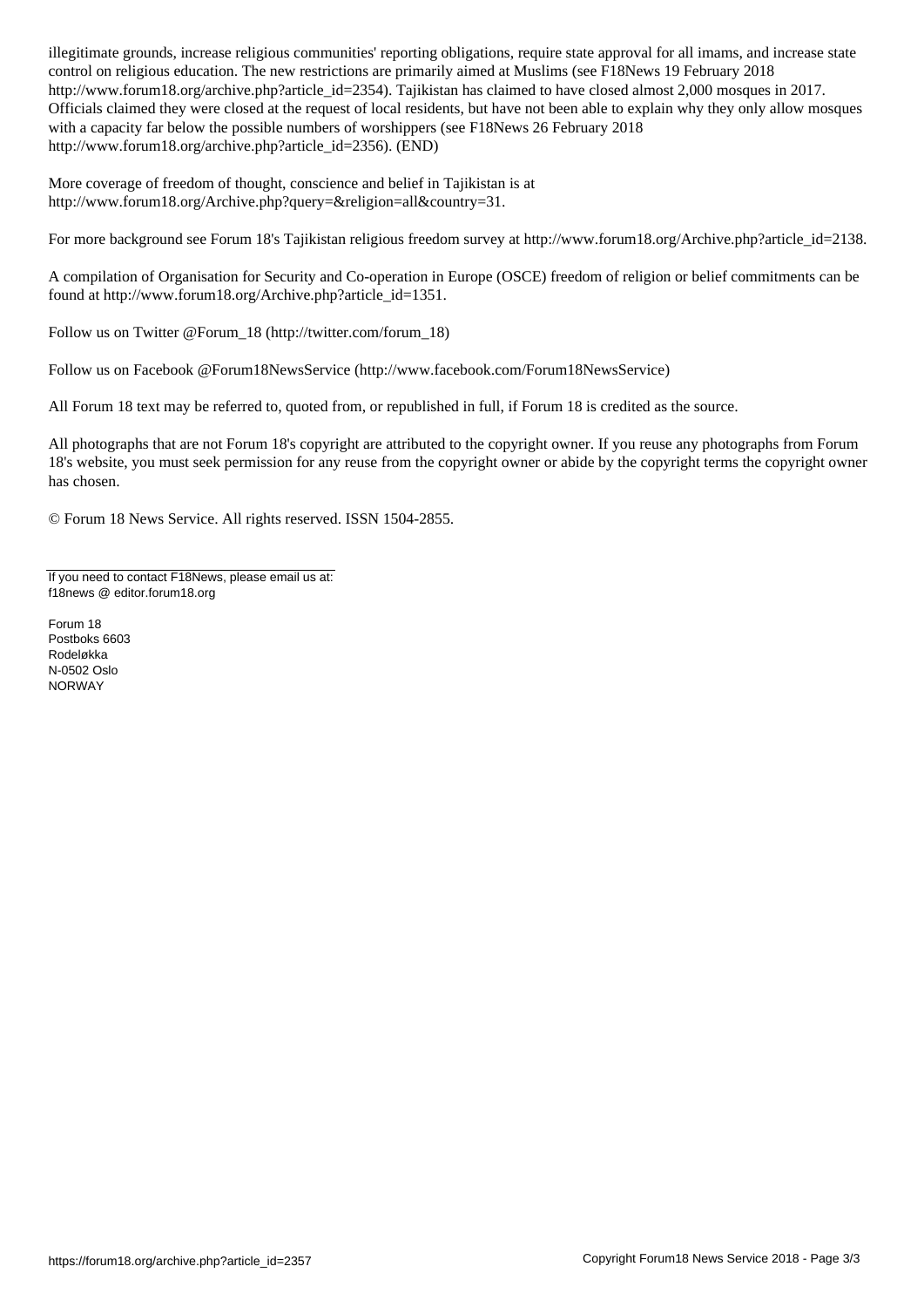illegitimate grounds, increase religious communities' reporting obligations, require state approval for all imams, and increase state control on religious education. The new restrictions are primarily aimed at Muslims (see F18News 19 February 2018 http://www.forum18.org/archive.php?article_id=2354). Tajikistan has claimed to have closed almost 2,000 mosques in 2017. Officials claimed they were closed at the request of local residents, but have not been able to explain why they only allow mosques with a capacity far below the possible numbers of worshippers (see F18News 26 February 2018 http://www.forum18.org/archive.php?article_id=2356). (END)

More coverage of freedom of thought, conscience and belief in Tajikistan is at http://www.forum18.org/Archive.php?query=&religion=all&country=31.

For more background see Forum 18's Tajikistan religious freedom survey at http://www.forum18.org/Archive.php?article_id=2138.

A compilation of Organisation for Security and Co-operation in Europe (OSCE) freedom of religion or belief commitments can be found at http://www.forum18.org/Archive.php?article_id=1351.

Follow us on Twitter @Forum_18 (http://twitter.com/forum_18)

Follow us on Facebook @Forum18NewsService (http://www.facebook.com/Forum18NewsService)

All Forum 18 text may be referred to, quoted from, or republished in full, if Forum 18 is credited as the source.

All photographs that are not Forum 18's copyright are attributed to the copyright owner. If you reuse any photographs from Forum 18's website, you must seek permission for any reuse from the copyright owner or abide by the copyright terms the copyright owner has chosen.

© Forum 18 News Service. All rights reserved. ISSN 1504-2855.

If you need to contact F18News, please email us at:
f18news @ editor.forum18.org

Forum 18
Postboks 6603
Rodeløkka
N-0502 Oslo
NORWAY